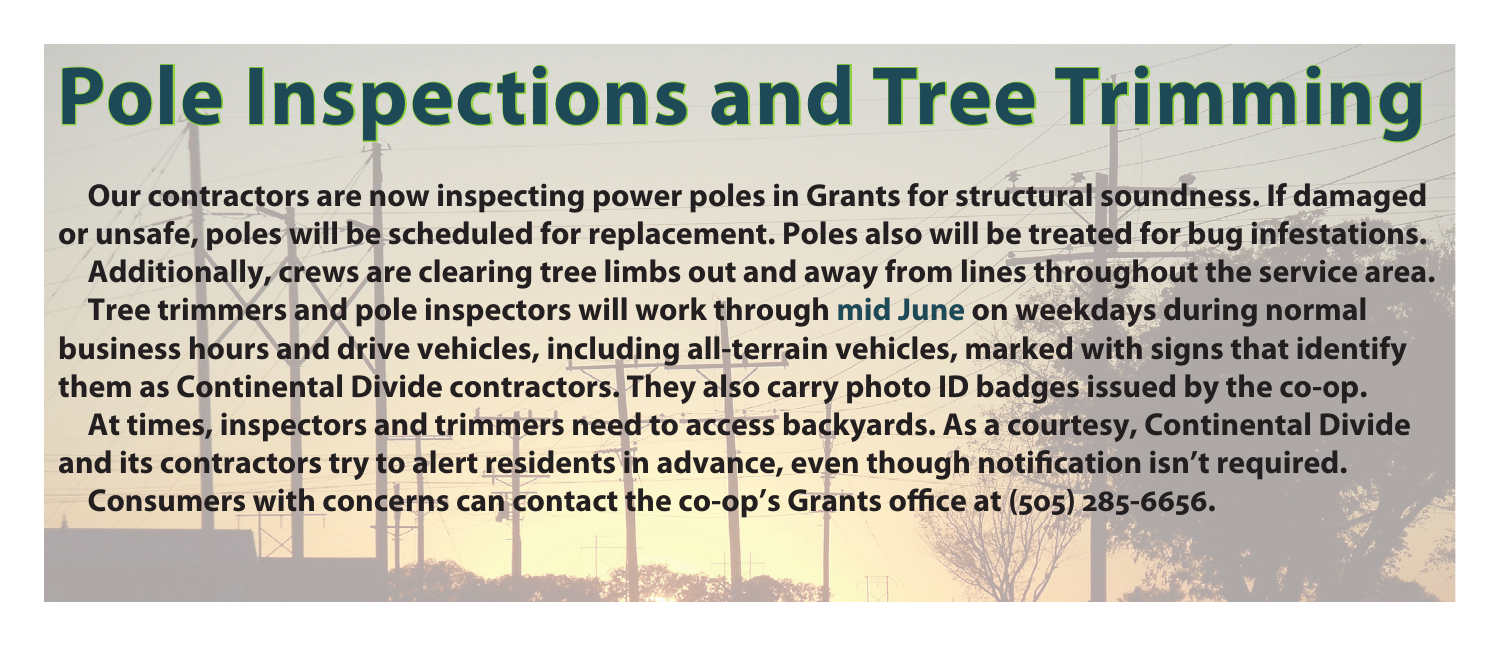# Pole Inspections and Tree Trimming

**Our contractors are now inspecting power poles in Grants for structural soundness. If damaged or unsafe, poles will be scheduled for replacement. Poles also will be treated for bug infestations.**

**Additionally, crews are clearing tree limbs out and away from lines throughout the service area.**

**Tree trimmers and pole inspectors will work through mid June on weekdays during normal business hours and drive vehicles, including all-terrain vehicles, marked with signs that identify them as Continental Divide contractors. They also carry photo ID badges issued by the co-op.**

**At times, inspectors and trimmers need to access backyards. As a courtesy, Continental Divide and its contractors try to alert residents in advance, even though notification isn't required.**

**Consumers with concerns can contact the co-op's Grants office at (505) 285-6656.**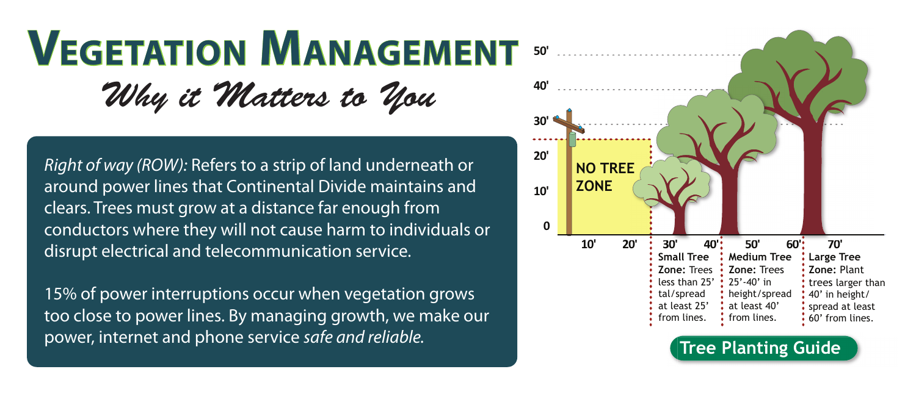# Vegetation Management

## *Why it Matters to You*

*Right of way (ROW):* Refers to a strip of land underneath or around power lines that Continental Divide maintains and clears. Trees must grow at a distance far enough from conductors where they will not cause harm to individuals or disrupt electrical and telecommunication service.

15% of power interruptions occur when vegetation grows too close to power lines. By managing growth, we make our power, internet and phone service *safe and reliable.*

50'
40'
30'
20'
10'
0

**NO TREE ZONE**

10' 20' 30' 40' 50' 60' 70'

**Small Tree Zone:** Trees less than 25' tal/spread at least 25' from lines.

**Medium Tree Zone:** Trees 25'-40' in height/spread at least 40' from lines.

**Large Tree Zone:** Plant trees larger than 40' in height/ spread at least 60' from lines.

**Tree Planting Guide**